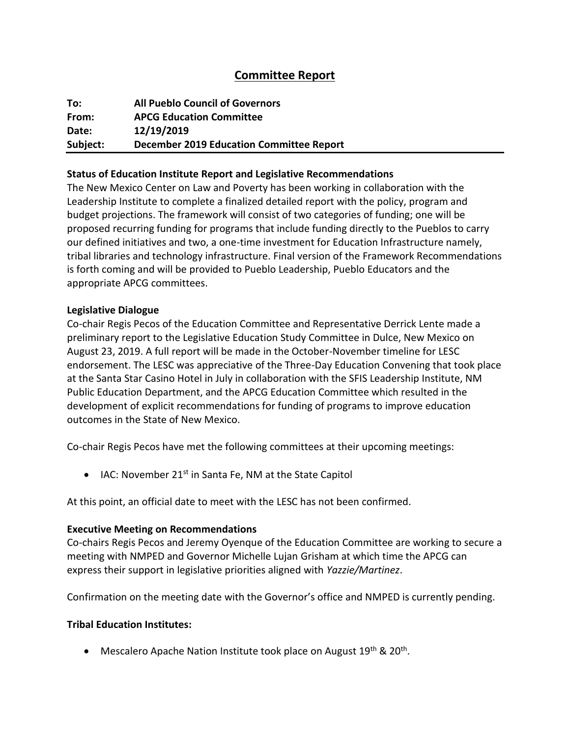# Committee Report

**To:** **All Pueblo Council of Governors**
**From:** **APCG Education Committee**
**Date:** **12/19/2019**
**Subject:** **December 2019 Education Committee Report**

---

**Status of Education Institute Report and Legislative Recommendations**

The New Mexico Center on Law and Poverty has been working in collaboration with the Leadership Institute to complete a finalized detailed report with the policy, program and budget projections. The framework will consist of two categories of funding; one will be proposed recurring funding for programs that include funding directly to the Pueblos to carry our defined initiatives and two, a one-time investment for Education Infrastructure namely, tribal libraries and technology infrastructure. Final version of the Framework Recommendations is forth coming and will be provided to Pueblo Leadership, Pueblo Educators and the appropriate APCG committees.

**Legislative Dialogue**

Co-chair Regis Pecos of the Education Committee and Representative Derrick Lente made a preliminary report to the Legislative Education Study Committee in Dulce, New Mexico on August 23, 2019. A full report will be made in the October-November timeline for LESC endorsement. The LESC was appreciative of the Three-Day Education Convening that took place at the Santa Star Casino Hotel in July in collaboration with the SFIS Leadership Institute, NM Public Education Department, and the APCG Education Committee which resulted in the development of explicit recommendations for funding of programs to improve education outcomes in the State of New Mexico.

Co-chair Regis Pecos have met the following committees at their upcoming meetings:

- IAC: November 21st in Santa Fe, NM at the State Capitol

At this point, an official date to meet with the LESC has not been confirmed.

**Executive Meeting on Recommendations**

Co-chairs Regis Pecos and Jeremy Oyenque of the Education Committee are working to secure a meeting with NMPED and Governor Michelle Lujan Grisham at which time the APCG can express their support in legislative priorities aligned with *Yazzie/Martinez*.

Confirmation on the meeting date with the Governor's office and NMPED is currently pending.

**Tribal Education Institutes:**

- Mescalero Apache Nation Institute took place on August 19th & 20th.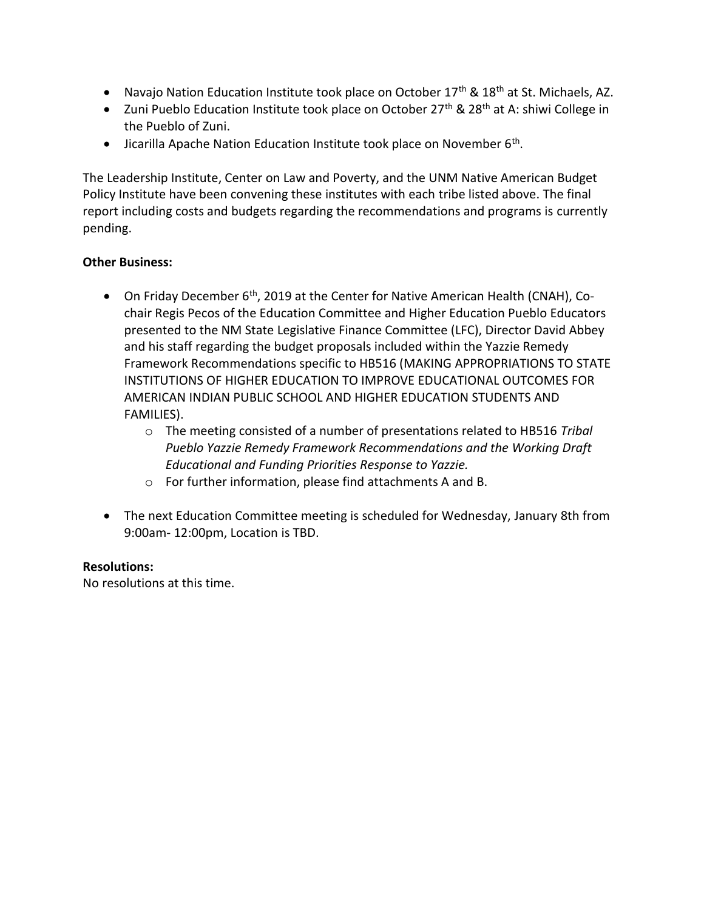- Navajo Nation Education Institute took place on October 17th & 18th at St. Michaels, AZ.
- Zuni Pueblo Education Institute took place on October 27th & 28th at A: shiwi College in the Pueblo of Zuni.
- Jicarilla Apache Nation Education Institute took place on November 6th.

The Leadership Institute, Center on Law and Poverty, and the UNM Native American Budget Policy Institute have been convening these institutes with each tribe listed above. The final report including costs and budgets regarding the recommendations and programs is currently pending.

**Other Business:**

- On Friday December 6th, 2019 at the Center for Native American Health (CNAH), Co-chair Regis Pecos of the Education Committee and Higher Education Pueblo Educators presented to the NM State Legislative Finance Committee (LFC), Director David Abbey and his staff regarding the budget proposals included within the Yazzie Remedy Framework Recommendations specific to HB516 (MAKING APPROPRIATIONS TO STATE INSTITUTIONS OF HIGHER EDUCATION TO IMPROVE EDUCATIONAL OUTCOMES FOR AMERICAN INDIAN PUBLIC SCHOOL AND HIGHER EDUCATION STUDENTS AND FAMILIES).
  - The meeting consisted of a number of presentations related to HB516 *Tribal Pueblo Yazzie Remedy Framework Recommendations and the Working Draft Educational and Funding Priorities Response to Yazzie.*
  - For further information, please find attachments A and B.

- The next Education Committee meeting is scheduled for Wednesday, January 8th from 9:00am- 12:00pm, Location is TBD.

**Resolutions:**

No resolutions at this time.